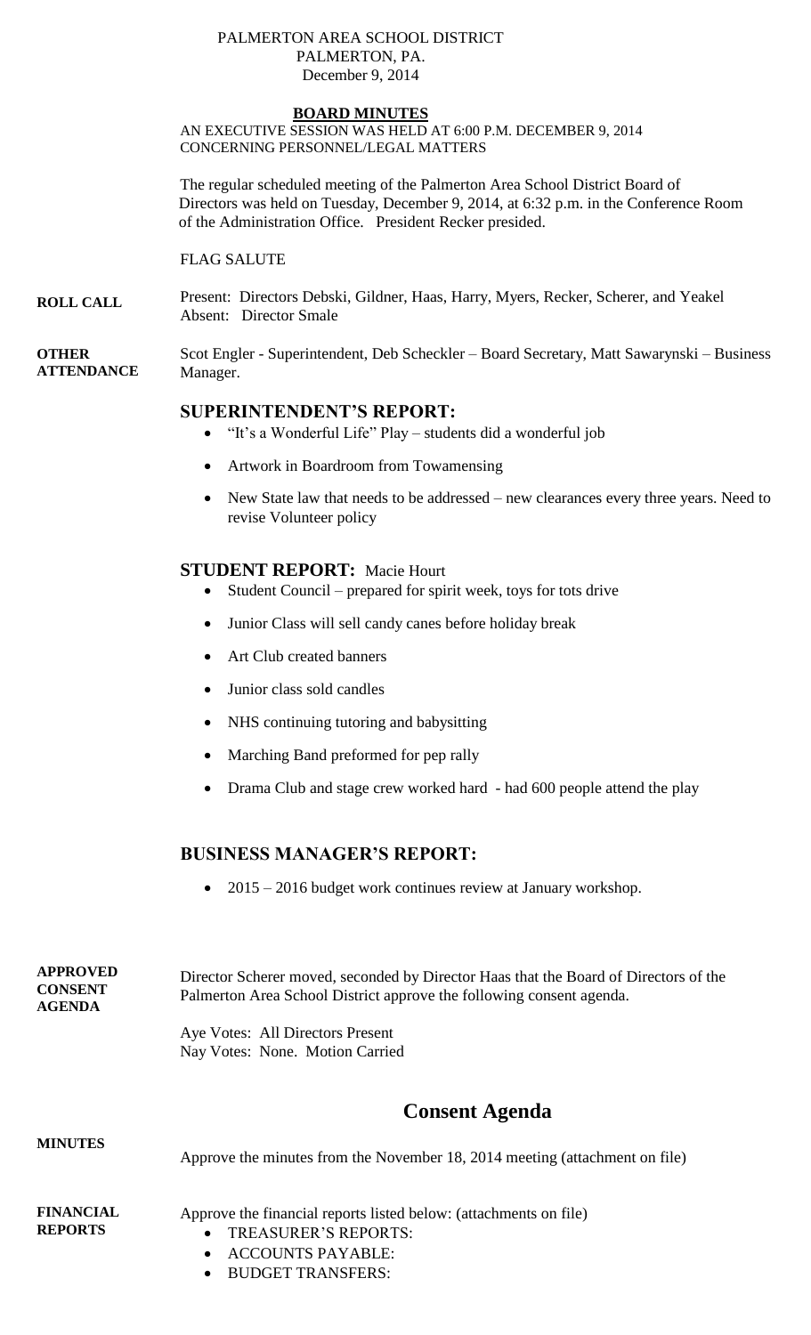PALMERTON AREA SCHOOL DISTRICT
PALMERTON, PA.
December 9, 2014

**BOARD MINUTES**

AN EXECUTIVE SESSION WAS HELD AT 6:00 P.M. DECEMBER 9, 2014 CONCERNING PERSONNEL/LEGAL MATTERS

The regular scheduled meeting of the Palmerton Area School District Board of Directors was held on Tuesday, December 9, 2014, at 6:32 p.m. in the Conference Room of the Administration Office. President Recker presided.

FLAG SALUTE

**ROLL CALL**

Present: Directors Debski, Gildner, Haas, Harry, Myers, Recker, Scherer, and Yeakel
Absent: Director Smale

**OTHER ATTENDANCE**

Scot Engler - Superintendent, Deb Scheckler – Board Secretary, Matt Sawarynski – Business Manager.

## SUPERINTENDENT'S REPORT:

- "It's a Wonderful Life" Play – students did a wonderful job
- Artwork in Boardroom from Towamensing
- New State law that needs to be addressed – new clearances every three years. Need to revise Volunteer policy

## STUDENT REPORT: Macie Hourt

- Student Council – prepared for spirit week, toys for tots drive
- Junior Class will sell candy canes before holiday break
- Art Club created banners
- Junior class sold candles
- NHS continuing tutoring and babysitting
- Marching Band preformed for pep rally
- Drama Club and stage crew worked hard - had 600 people attend the play

## BUSINESS MANAGER'S REPORT:

- 2015 – 2016 budget work continues review at January workshop.

**APPROVED CONSENT AGENDA**

Director Scherer moved, seconded by Director Haas that the Board of Directors of the Palmerton Area School District approve the following consent agenda.

Aye Votes: All Directors Present
Nay Votes: None. Motion Carried

# Consent Agenda

**MINUTES**

Approve the minutes from the November 18, 2014 meeting (attachment on file)

**FINANCIAL REPORTS**

Approve the financial reports listed below: (attachments on file)

- TREASURER'S REPORTS:
- ACCOUNTS PAYABLE:
- BUDGET TRANSFERS: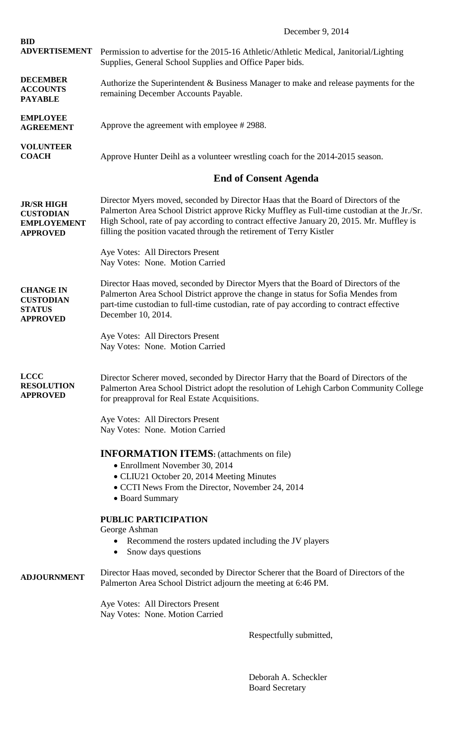December 9, 2014

**BID ADVERTISEMENT** Permission to advertise for the 2015-16 Athletic/Athletic Medical, Janitorial/Lighting Supplies, General School Supplies and Office Paper bids.

**DECEMBER ACCOUNTS PAYABLE** Authorize the Superintendent & Business Manager to make and release payments for the remaining December Accounts Payable.

**EMPLOYEE AGREEMENT** Approve the agreement with employee # 2988.

**VOLUNTEER COACH** Approve Hunter Deihl as a volunteer wrestling coach for the 2014-2015 season.

## End of Consent Agenda

**JR/SR HIGH CUSTODIAN EMPLOYEMENT APPROVED** Director Myers moved, seconded by Director Haas that the Board of Directors of the Palmerton Area School District approve Ricky Muffley as Full-time custodian at the Jr./Sr. High School, rate of pay according to contract effective January 20, 2015. Mr. Muffley is filling the position vacated through the retirement of Terry Kistler

Aye Votes: All Directors Present
Nay Votes: None. Motion Carried

**CHANGE IN CUSTODIAN STATUS APPROVED** Director Haas moved, seconded by Director Myers that the Board of Directors of the Palmerton Area School District approve the change in status for Sofia Mendes from part-time custodian to full-time custodian, rate of pay according to contract effective December 10, 2014.

Aye Votes: All Directors Present
Nay Votes: None. Motion Carried

**LCCC RESOLUTION APPROVED** Director Scherer moved, seconded by Director Harry that the Board of Directors of the Palmerton Area School District adopt the resolution of Lehigh Carbon Community College for preapproval for Real Estate Acquisitions.

Aye Votes: All Directors Present
Nay Votes: None. Motion Carried

**INFORMATION ITEMS:** (attachments on file)

- Enrollment November 30, 2014
- CLIU21 October 20, 2014 Meeting Minutes
- CCTI News From the Director, November 24, 2014
- Board Summary

**PUBLIC PARTICIPATION**

George Ashman

- Recommend the rosters updated including the JV players
- Snow days questions

**ADJOURNMENT** Director Haas moved, seconded by Director Scherer that the Board of Directors of the Palmerton Area School District adjourn the meeting at 6:46 PM.

Aye Votes: All Directors Present
Nay Votes: None. Motion Carried

Respectfully submitted,

Deborah A. Scheckler
Board Secretary